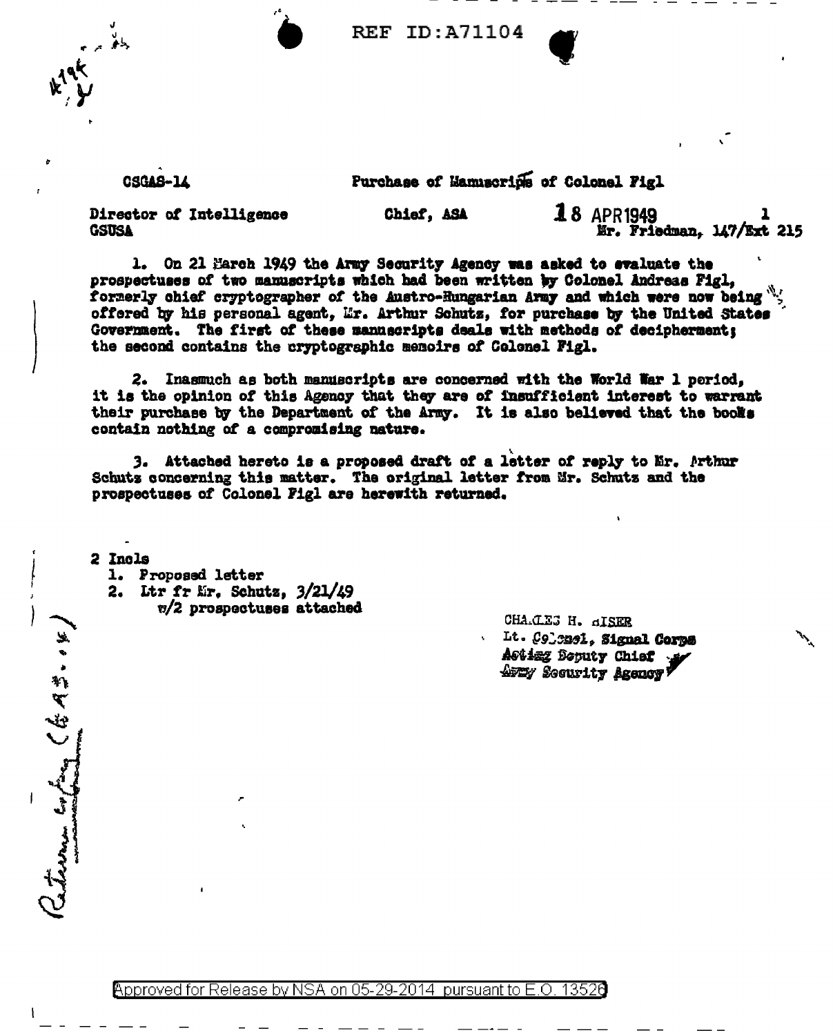REF ID:A71104

CSGAS-14

Purchase of Manuscripts of Colonel Figl

Director of Intelligence
GSUSA

Chief, ASA

18 APR 1949

1
Mr. Friedman, 147/Ext 215

1. On 21 March 1949 the Army Security Agency was asked to evaluate the prospectuses of two manuscripts which had been written by Colonel Andreas Figl, formerly chief cryptographer of the Austro-Hungarian Army and which were now being offered by his personal agent, Mr. Arthur Schutz, for purchase by the United States Government. The first of these manuscripts deals with methods of decipherment; the second contains the cryptographic memoirs of Colonel Figl.

2. Inasmuch as both manuscripts are concerned with the World War 1 period, it is the opinion of this Agency that they are of insufficient interest to warrant their purchase by the Department of the Army. It is also believed that the books contain nothing of a compromising nature.

3. Attached hereto is a proposed draft of a letter of reply to Mr. Arthur Schutz concerning this matter. The original letter from Mr. Schutz and the prospectuses of Colonel Figl are herewith returned.

2 Incls
1. Proposed letter
2. Ltr fr Mr. Schutz, 3/21/49
   w/2 prospectuses attached

CHARLES H. HISER
Lt. Colonel, Signal Corps
Acting Deputy Chief
Army Security Agency

Approved for Release by NSA on 05-29-2014 pursuant to E.O. 13526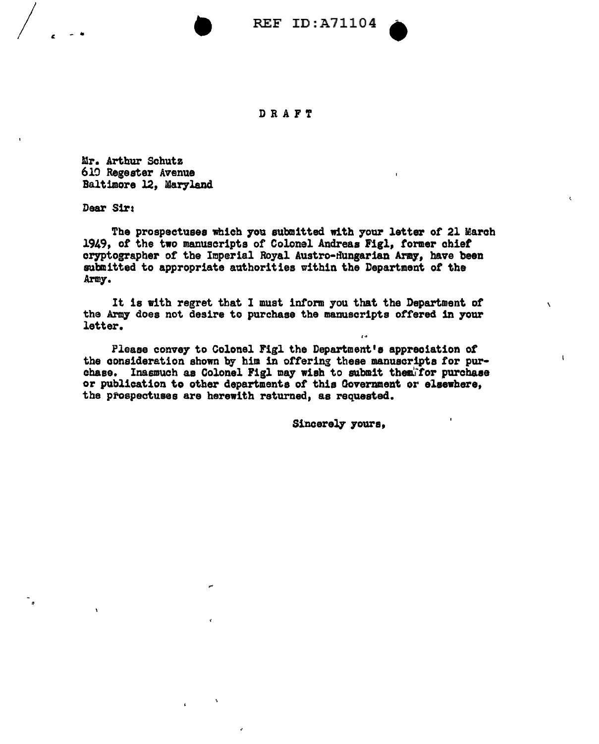REF ID:A71104

DRAFT

Mr. Arthur Schutz
610 Regester Avenue
Baltimore 12, Maryland

Dear Sir:

The prospectuses which you submitted with your letter of 21 March 1949, of the two manuscripts of Colonel Andreas Figl, former chief cryptographer of the Imperial Royal Austro-Hungarian Army, have been submitted to appropriate authorities within the Department of the Army.

It is with regret that I must inform you that the Department of the Army does not desire to purchase the manuscripts offered in your letter.

Please convey to Colonel Figl the Department's appreciation of the consideration shown by him in offering these manuscripts for purchase. Inasmuch as Colonel Figl may wish to submit them for purchase or publication to other departments of this Government or elsewhere, the prospectuses are herewith returned, as requested.

Sincerely yours,